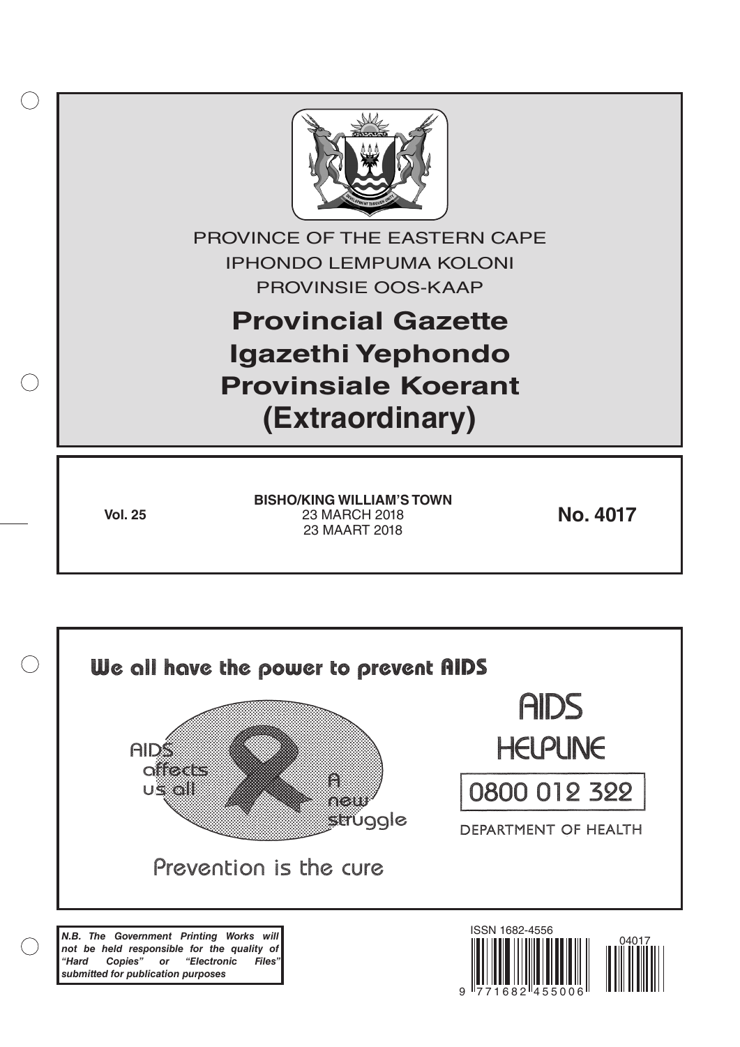PROVINCE OF THE EASTERN CAPE

IPHONDO LEMPUMA KOLONI

PROVINSIE OOS-KAAP

# Provincial Gazette
# Igazethi Yephondo
# Provinsiale Koerant
# (Extraordinary)

**Vol. 25**

**BISHO/KING WILLIAM'S TOWN**
23 MARCH 2018
23 MAART 2018

**No. 4017**

We all have the power to prevent AIDS

AIDS affects us all

A new struggle

Prevention is the cure

AIDS HELPLINE

0800 012 322

DEPARTMENT OF HEALTH

***N.B. The Government Printing Works will not be held responsible for the quality of "Hard Copies" or "Electronic Files" submitted for publication purposes***

ISSN 1682-4556

9 771682 455006

04017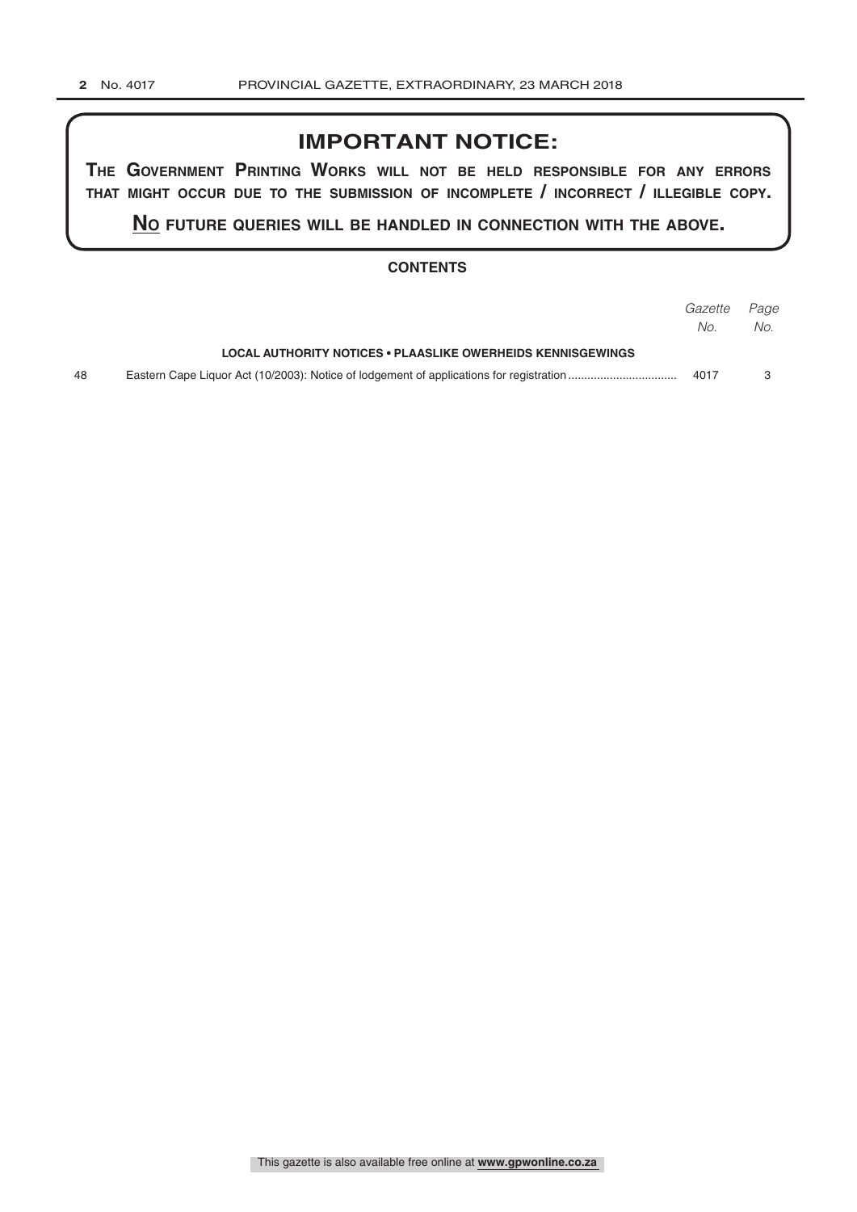## IMPORTANT NOTICE:

**THE GOVERNMENT PRINTING WORKS WILL NOT BE HELD RESPONSIBLE FOR ANY ERRORS THAT MIGHT OCCUR DUE TO THE SUBMISSION OF INCOMPLETE / INCORRECT / ILLEGIBLE COPY.**

**NO FUTURE QUERIES WILL BE HANDLED IN CONNECTION WITH THE ABOVE.**

### CONTENTS

| | | *Gazette No.* | *Page No.* |
|---|---|---|---|
| | **LOCAL AUTHORITY NOTICES • PLAASLIKE OWERHEIDS KENNISGEWINGS** | | |
| 48 | Eastern Cape Liquor Act (10/2003): Notice of lodgement of applications for registration | 4017 | 3 |

This gazette is also available free online at **www.gpwonline.co.za**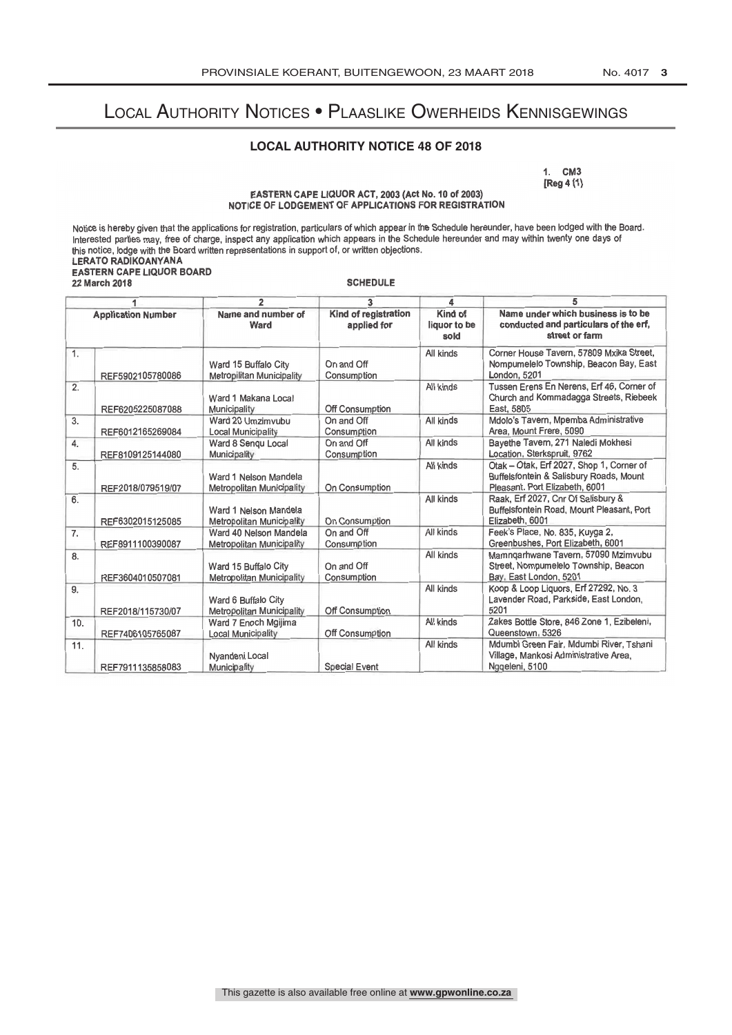# Local Authority Notices • Plaaslike Owerheids Kennisgewings

## LOCAL AUTHORITY NOTICE 48 OF 2018

1. CM3
[Reg 4 (1)

EASTERN CAPE LIQUOR ACT, 2003 (Act No. 10 of 2003)
NOTICE OF LODGEMENT OF APPLICATIONS FOR REGISTRATION

Notice is hereby given that the applications for registration, particulars of which appear in the Schedule hereunder, have been lodged with the Board. Interested parties may, free of charge, inspect any application which appears in the Schedule hereunder and may within twenty one days of this notice, lodge with the Board written representations in support of, or written objections.

**LERATO RADIKOANYANA**
**EASTERN CAPE LIQUOR BOARD**
**22 March 2018**

**SCHEDULE**

| 1 | | 2 | 3 | 4 | 5 |
|---|---|---|---|---|---|
| **Application Number** | | **Name and number of Ward** | **Kind of registration applied for** | **Kind of liquor to be sold** | **Name under which business is to be conducted and particulars of the erf, street or farm** |
| 1. | REF5902105780086 | Ward 15 Buffalo City Metropolitan Municipality | On and Off Consumption | All kinds | Corner House Tavern, 57809 Mxika Street, Nompumelelo Township, Beacon Bay, East London, 5201 |
| 2. | REF6205225087088 | Ward 1 Makana Local Municipality | Off Consumption | All kinds | Tussen Erens En Nerens, Erf 46, Corner of Church and Kommadagga Streets, Riebeek East, 5805 |
| 3. | REF6012165269084 | Ward 20 Umzimvubu Local Municipality | On and Off Consumption | All kinds | Mdolo's Tavern, Mpemba Administrative Area, Mount Frere, 5090 |
| 4. | REF8109125144080 | Ward 8 Senqu Local Municipality | On and Off Consumption | All kinds | Bayethe Tavern, 271 Naledi Mokhesi Location, Sterkspruit, 9762 |
| 5. | REF2018/079519/07 | Ward 1 Nelson Mandela Metropolitan Municipality | On Consumption | All kinds | Otak – Otak, Erf 2027, Shop 1, Corner of Buffelsfontein & Salisbury Roads, Mount Pleasant, Port Elizabeth, 6001 |
| 6. | REF6302015125085 | Ward 1 Nelson Mandela Metropolitan Municipality | On Consumption | All kinds | Raak, Erf 2027, Cnr Of Salisbury & Buffelsfontein Road, Mount Pleasant, Port Elizabeth, 6001 |
| 7. | REF8911100390087 | Ward 40 Nelson Mandela Metropolitan Municipality | On and Off Consumption | All kinds | Feek's Place, No. 835, Kuyga 2, Greenbushes, Port Elizabeth, 6001 |
| 8. | REF3604010507081 | Ward 15 Buffalo City Metropolitan Municipality | On and Off Consumption | All kinds | Mamnqarhwane Tavern, 57090 Mzimvubu Street, Nompumelelo Township, Beacon Bay, East London, 5201 |
| 9. | REF2018/115730/07 | Ward 6 Buffalo City Metropolitan Municipality | Off Consumption | All kinds | Koop & Loop Liquors, Erf 27292, No. 3 Lavender Road, Parkside, East London, 5201 |
| 10. | REF7406105765087 | Ward 7 Enoch Mgijima Local Municipality | Off Consumption | All kinds | Zakes Bottle Store, 846 Zone 1, Ezibeleni, Queenstown, 5326 |
| 11. | REF7911135858083 | Nyandeni Local Municipality | Special Event | All kinds | Mdumbi Green Fair, Mdumbi River, Tshani Village, Mankosi Administrative Area, Ngqeleni, 5100 |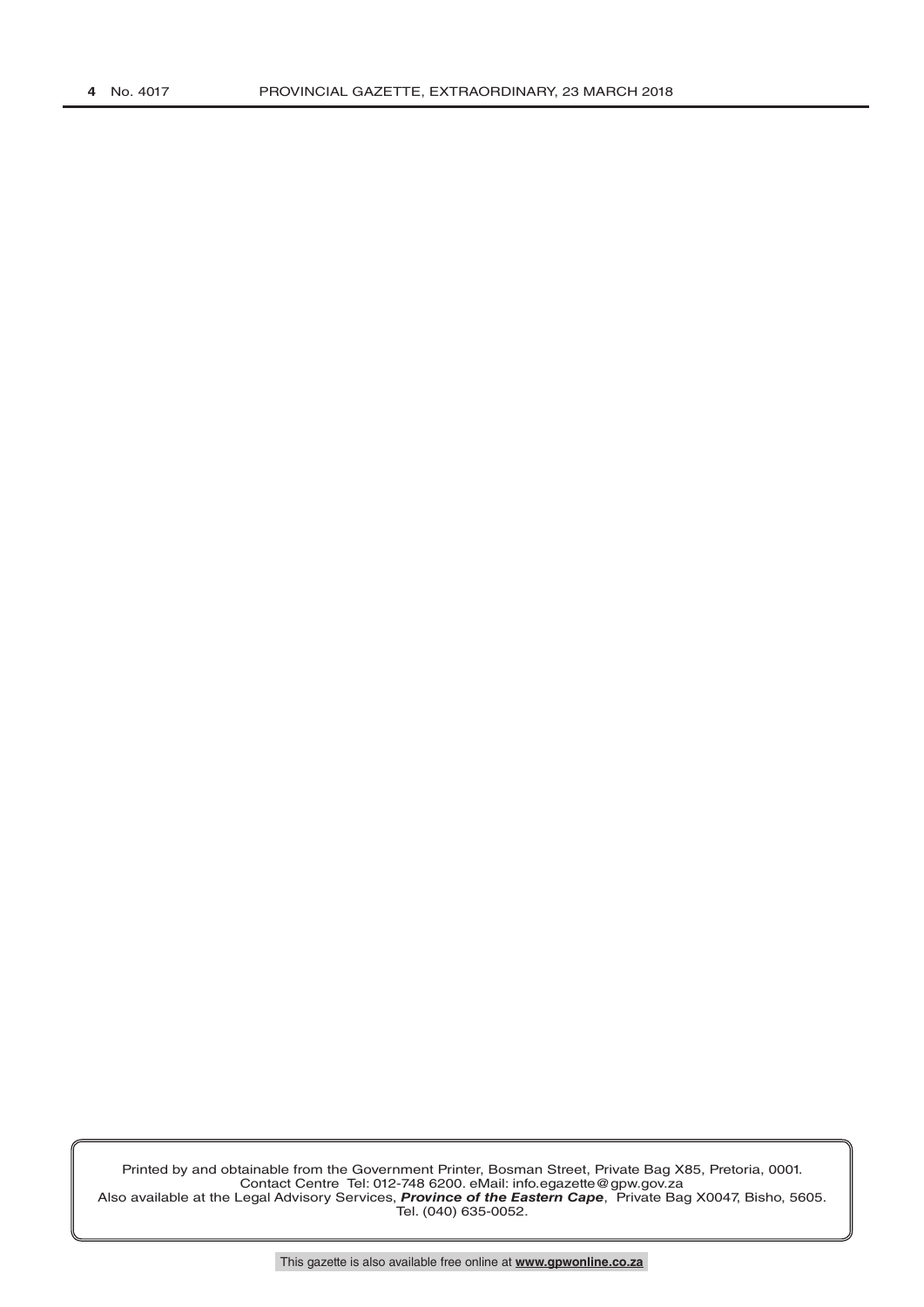Printed by and obtainable from the Government Printer, Bosman Street, Private Bag X85, Pretoria, 0001.
Contact Centre Tel: 012-748 6200. eMail: info.egazette@gpw.gov.za
Also available at the Legal Advisory Services, ***Province of the Eastern Cape***, Private Bag X0047, Bisho, 5605.
Tel. (040) 635-0052.

This gazette is also available free online at **www.gpwonline.co.za**